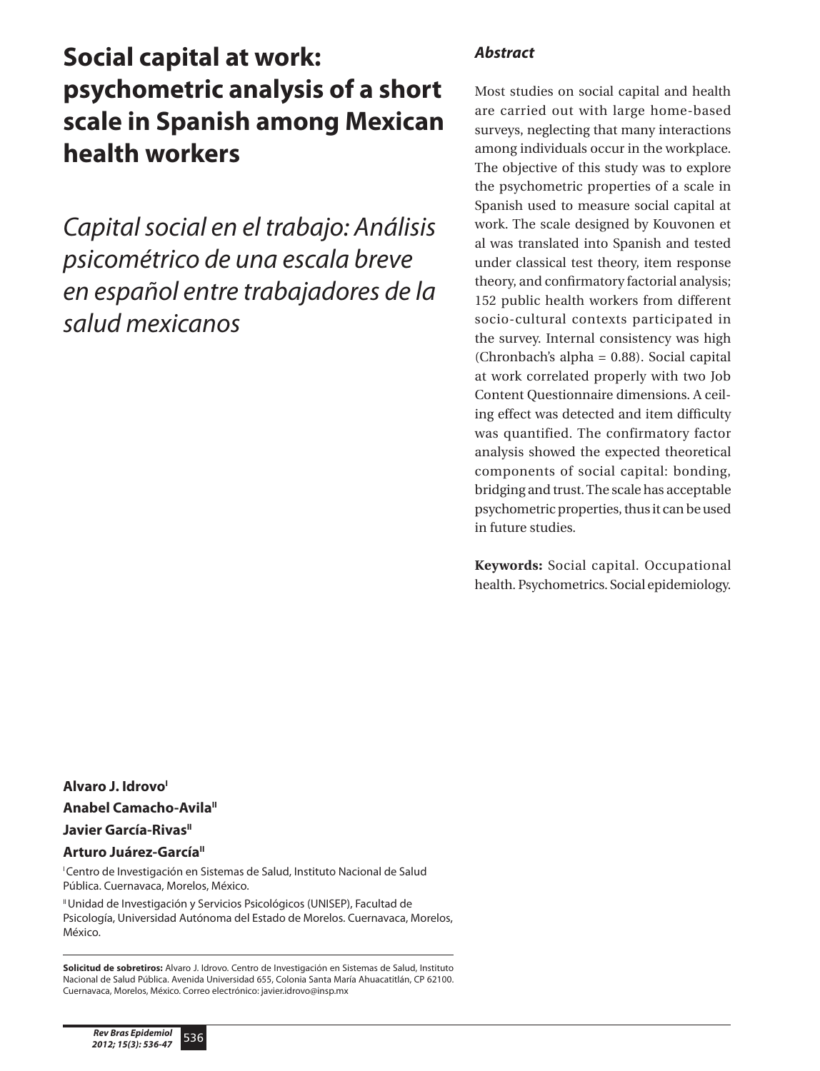# Social capital at work: psychometric analysis of a short scale in Spanish among Mexican health workers

*Capital social en el trabajo: Análisis psicométrico de una escala breve en español entre trabajadores de la salud mexicanos*

**Alvaro J. Idrovo**[I]
**Anabel Camacho-Avila**[II]
**Javier García-Rivas**[II]
**Arturo Juárez-García**[II]

[I] Centro de Investigación en Sistemas de Salud, Instituto Nacional de Salud Pública. Cuernavaca, Morelos, México.

[II] Unidad de Investigación y Servicios Psicológicos (UNISEP), Facultad de Psicología, Universidad Autónoma del Estado de Morelos. Cuernavaca, Morelos, México.

**Solicitud de sobretiros:** Alvaro J. Idrovo. Centro de Investigación en Sistemas de Salud, Instituto Nacional de Salud Pública. Avenida Universidad 655, Colonia Santa María Ahuacatitlán, CP 62100. Cuernavaca, Morelos, México. Correo electrónico: javier.idrovo@insp.mx

### *Abstract*

Most studies on social capital and health are carried out with large home-based surveys, neglecting that many interactions among individuals occur in the workplace. The objective of this study was to explore the psychometric properties of a scale in Spanish used to measure social capital at work. The scale designed by Kouvonen et al was translated into Spanish and tested under classical test theory, item response theory, and confirmatory factorial analysis; 152 public health workers from different socio-cultural contexts participated in the survey. Internal consistency was high (Chronbach's alpha = 0.88). Social capital at work correlated properly with two Job Content Questionnaire dimensions. A ceiling effect was detected and item difficulty was quantified. The confirmatory factor analysis showed the expected theoretical components of social capital: bonding, bridging and trust. The scale has acceptable psychometric properties, thus it can be used in future studies.

**Keywords:** Social capital. Occupational health. Psychometrics. Social epidemiology.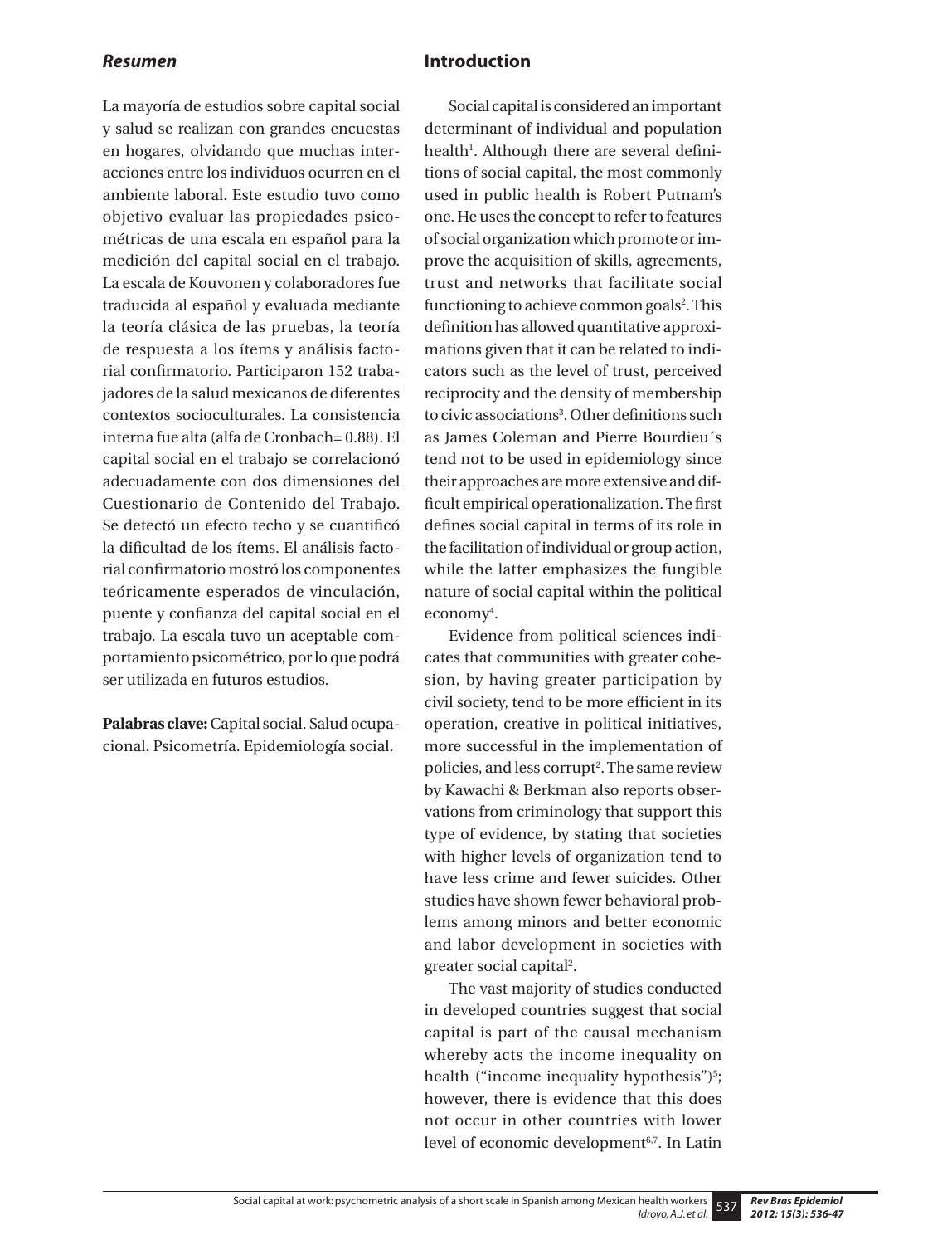### *Resumen*

La mayoría de estudios sobre capital social y salud se realizan con grandes encuestas en hogares, olvidando que muchas interacciones entre los individuos ocurren en el ambiente laboral. Este estudio tuvo como objetivo evaluar las propiedades psicométricas de una escala en español para la medición del capital social en el trabajo. La escala de Kouvonen y colaboradores fue traducida al español y evaluada mediante la teoría clásica de las pruebas, la teoría de respuesta a los ítems y análisis factorial confirmatorio. Participaron 152 trabajadores de la salud mexicanos de diferentes contextos socioculturales. La consistencia interna fue alta (alfa de Cronbach= 0.88). El capital social en el trabajo se correlacionó adecuadamente con dos dimensiones del Cuestionario de Contenido del Trabajo. Se detectó un efecto techo y se cuantificó la dificultad de los ítems. El análisis factorial confirmatorio mostró los componentes teóricamente esperados de vinculación, puente y confianza del capital social en el trabajo. La escala tuvo un aceptable comportamiento psicométrico, por lo que podrá ser utilizada en futuros estudios.

**Palabras clave:** Capital social. Salud ocupacional. Psicometría. Epidemiología social.

## Introduction

Social capital is considered an important determinant of individual and population health[1]. Although there are several definitions of social capital, the most commonly used in public health is Robert Putnam's one. He uses the concept to refer to features of social organization which promote or improve the acquisition of skills, agreements, trust and networks that facilitate social functioning to achieve common goals[2]. This definition has allowed quantitative approximations given that it can be related to indicators such as the level of trust, perceived reciprocity and the density of membership to civic associations[3]. Other definitions such as James Coleman and Pierre Bourdieu´s tend not to be used in epidemiology since their approaches are more extensive and difficult empirical operationalization. The first defines social capital in terms of its role in the facilitation of individual or group action, while the latter emphasizes the fungible nature of social capital within the political economy[4].

Evidence from political sciences indicates that communities with greater cohesion, by having greater participation by civil society, tend to be more efficient in its operation, creative in political initiatives, more successful in the implementation of policies, and less corrupt[2]. The same review by Kawachi & Berkman also reports observations from criminology that support this type of evidence, by stating that societies with higher levels of organization tend to have less crime and fewer suicides. Other studies have shown fewer behavioral problems among minors and better economic and labor development in societies with greater social capital[2].

The vast majority of studies conducted in developed countries suggest that social capital is part of the causal mechanism whereby acts the income inequality on health ("income inequality hypothesis")[5]; however, there is evidence that this does not occur in other countries with lower level of economic development[6,7]. In Latin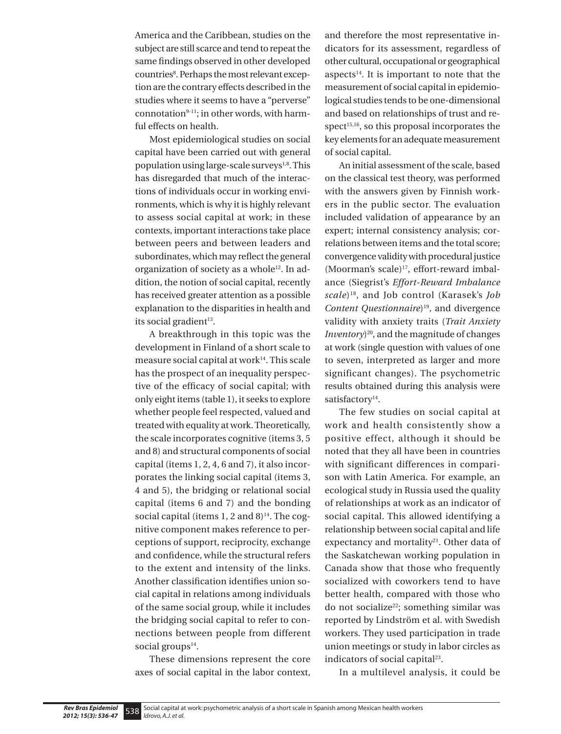America and the Caribbean, studies on the subject are still scarce and tend to repeat the same findings observed in other developed countries[8]. Perhaps the most relevant exception are the contrary effects described in the studies where it seems to have a "perverse" connotation[9-11]; in other words, with harmful effects on health.

Most epidemiological studies on social capital have been carried out with general population using large-scale surveys[1,8]. This has disregarded that much of the interactions of individuals occur in working environments, which is why it is highly relevant to assess social capital at work; in these contexts, important interactions take place between peers and between leaders and subordinates, which may reflect the general organization of society as a whole[12]. In addition, the notion of social capital, recently has received greater attention as a possible explanation to the disparities in health and its social gradient[13].

A breakthrough in this topic was the development in Finland of a short scale to measure social capital at work[14]. This scale has the prospect of an inequality perspective of the efficacy of social capital; with only eight items (table 1), it seeks to explore whether people feel respected, valued and treated with equality at work. Theoretically, the scale incorporates cognitive (items 3, 5 and 8) and structural components of social capital (items 1, 2, 4, 6 and 7), it also incorporates the linking social capital (items 3, 4 and 5), the bridging or relational social capital (items 6 and 7) and the bonding social capital (items 1, 2 and 8)[14]. The cognitive component makes reference to perceptions of support, reciprocity, exchange and confidence, while the structural refers to the extent and intensity of the links. Another classification identifies union social capital in relations among individuals of the same social group, while it includes the bridging social capital to refer to connections between people from different social groups[14].

These dimensions represent the core axes of social capital in the labor context, and therefore the most representative indicators for its assessment, regardless of other cultural, occupational or geographical aspects[14]. It is important to note that the measurement of social capital in epidemiological studies tends to be one-dimensional and based on relationships of trust and respect[15,16], so this proposal incorporates the key elements for an adequate measurement of social capital.

An initial assessment of the scale, based on the classical test theory, was performed with the answers given by Finnish workers in the public sector. The evaluation included validation of appearance by an expert; internal consistency analysis; correlations between items and the total score; convergence validity with procedural justice (Moorman's scale)[17], effort-reward imbalance (Siegrist's *Effort-Reward Imbalance scale*)[18], and Job control (Karasek's *Job Content Questionnaire*)[19], and divergence validity with anxiety traits (*Trait Anxiety Inventory*)[20], and the magnitude of changes at work (single question with values of one to seven, interpreted as larger and more significant changes). The psychometric results obtained during this analysis were satisfactory[14].

The few studies on social capital at work and health consistently show a positive effect, although it should be noted that they all have been in countries with significant differences in comparison with Latin America. For example, an ecological study in Russia used the quality of relationships at work as an indicator of social capital. This allowed identifying a relationship between social capital and life expectancy and mortality[21]. Other data of the Saskatchewan working population in Canada show that those who frequently socialized with coworkers tend to have better health, compared with those who do not socialize[22]; something similar was reported by Lindström et al. with Swedish workers. They used participation in trade union meetings or study in labor circles as indicators of social capital[23].

In a multilevel analysis, it could be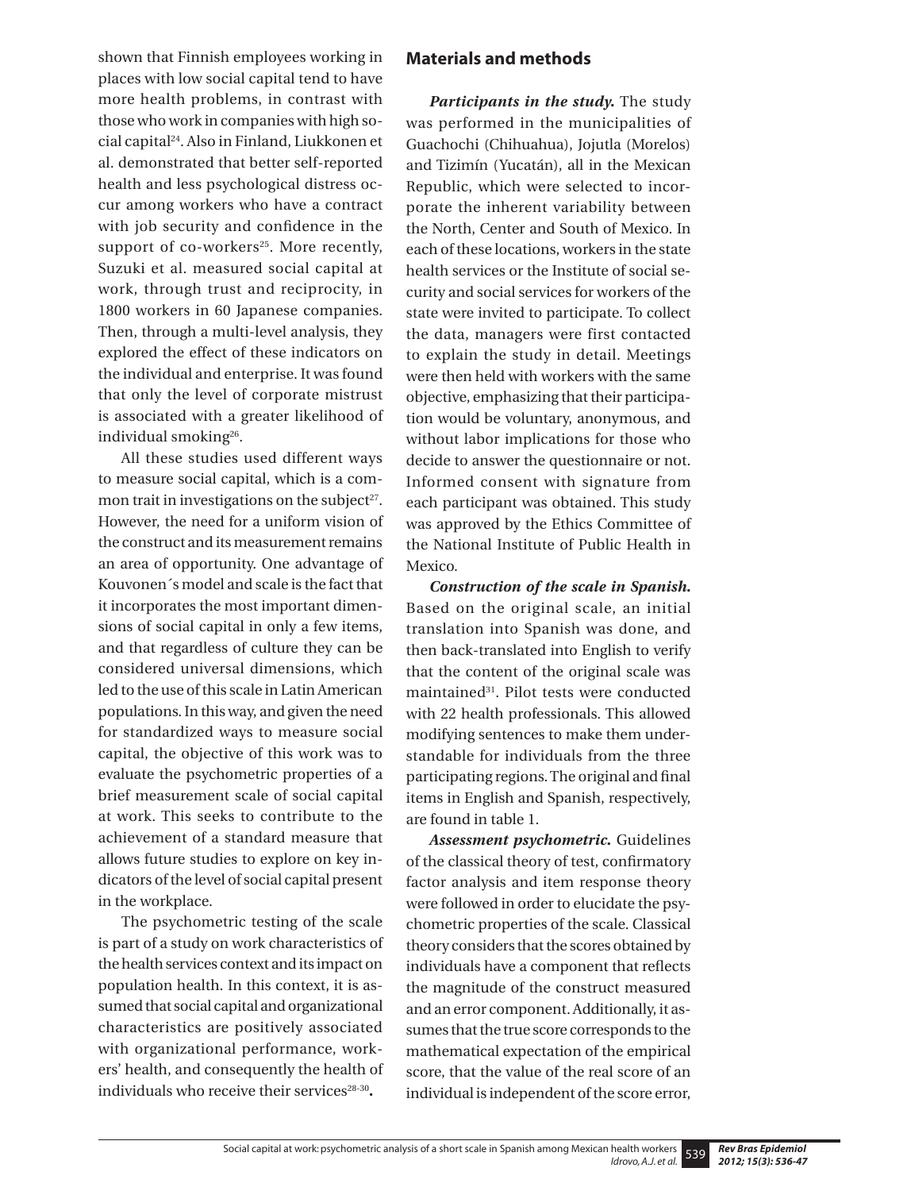shown that Finnish employees working in places with low social capital tend to have more health problems, in contrast with those who work in companies with high social capital[24]. Also in Finland, Liukkonen et al. demonstrated that better self-reported health and less psychological distress occur among workers who have a contract with job security and confidence in the support of co-workers[25]. More recently, Suzuki et al. measured social capital at work, through trust and reciprocity, in 1800 workers in 60 Japanese companies. Then, through a multi-level analysis, they explored the effect of these indicators on the individual and enterprise. It was found that only the level of corporate mistrust is associated with a greater likelihood of individual smoking[26].

All these studies used different ways to measure social capital, which is a common trait in investigations on the subject[27]. However, the need for a uniform vision of the construct and its measurement remains an area of opportunity. One advantage of Kouvonen´s model and scale is the fact that it incorporates the most important dimensions of social capital in only a few items, and that regardless of culture they can be considered universal dimensions, which led to the use of this scale in Latin American populations. In this way, and given the need for standardized ways to measure social capital, the objective of this work was to evaluate the psychometric properties of a brief measurement scale of social capital at work. This seeks to contribute to the achievement of a standard measure that allows future studies to explore on key indicators of the level of social capital present in the workplace.

The psychometric testing of the scale is part of a study on work characteristics of the health services context and its impact on population health. In this context, it is assumed that social capital and organizational characteristics are positively associated with organizational performance, workers' health, and consequently the health of individuals who receive their services[28-30].

## Materials and methods

***Participants in the study.*** The study was performed in the municipalities of Guachochi (Chihuahua), Jojutla (Morelos) and Tizimín (Yucatán), all in the Mexican Republic, which were selected to incorporate the inherent variability between the North, Center and South of Mexico. In each of these locations, workers in the state health services or the Institute of social security and social services for workers of the state were invited to participate. To collect the data, managers were first contacted to explain the study in detail. Meetings were then held with workers with the same objective, emphasizing that their participation would be voluntary, anonymous, and without labor implications for those who decide to answer the questionnaire or not. Informed consent with signature from each participant was obtained. This study was approved by the Ethics Committee of the National Institute of Public Health in Mexico.

***Construction of the scale in Spanish.*** Based on the original scale, an initial translation into Spanish was done, and then back-translated into English to verify that the content of the original scale was maintained[31]. Pilot tests were conducted with 22 health professionals. This allowed modifying sentences to make them understandable for individuals from the three participating regions. The original and final items in English and Spanish, respectively, are found in table 1.

***Assessment psychometric.*** Guidelines of the classical theory of test, confirmatory factor analysis and item response theory were followed in order to elucidate the psychometric properties of the scale. Classical theory considers that the scores obtained by individuals have a component that reflects the magnitude of the construct measured and an error component. Additionally, it assumes that the true score corresponds to the mathematical expectation of the empirical score, that the value of the real score of an individual is independent of the score error,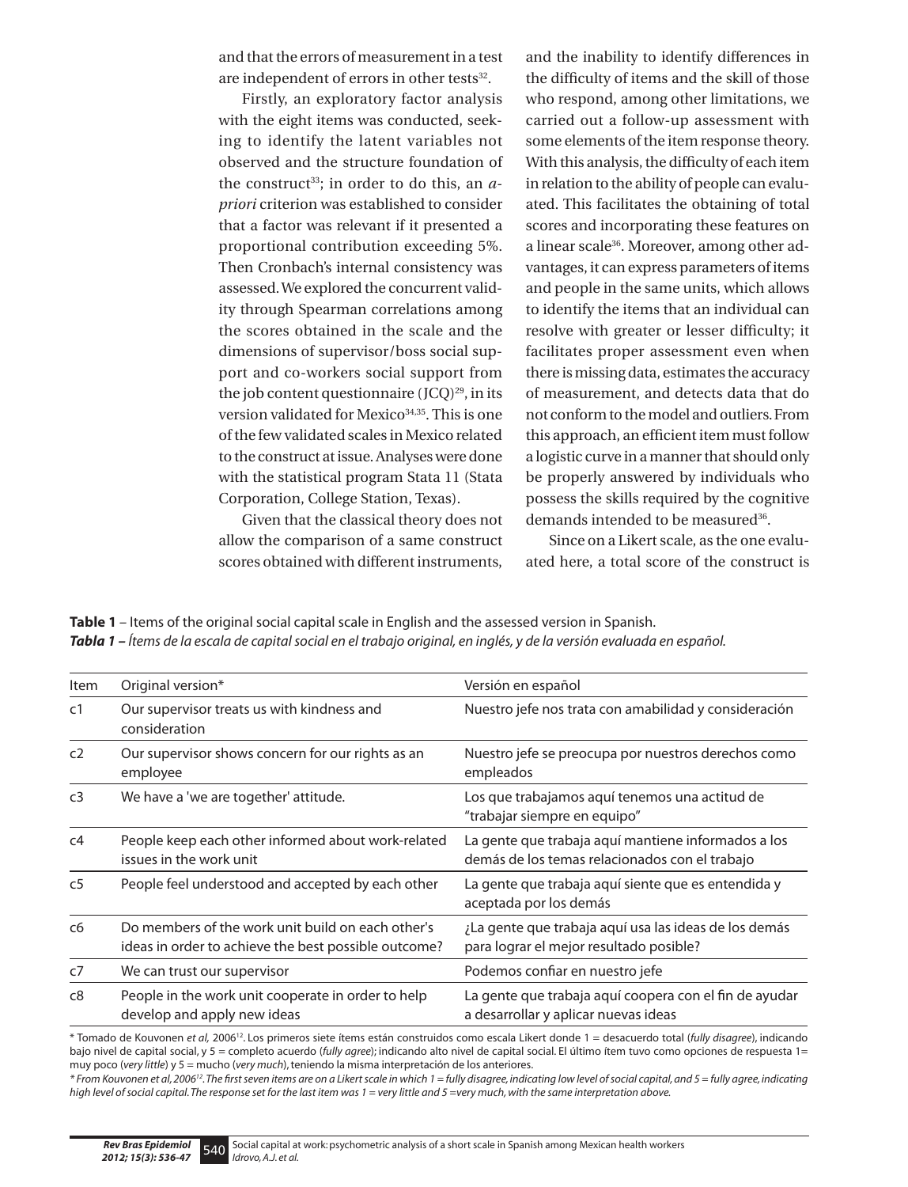and that the errors of measurement in a test are independent of errors in other tests[32].

Firstly, an exploratory factor analysis with the eight items was conducted, seeking to identify the latent variables not observed and the structure foundation of the construct[33]; in order to do this, an *a-priori* criterion was established to consider that a factor was relevant if it presented a proportional contribution exceeding 5%. Then Cronbach's internal consistency was assessed. We explored the concurrent validity through Spearman correlations among the scores obtained in the scale and the dimensions of supervisor/boss social support and co-workers social support from the job content questionnaire (JCQ)[29], in its version validated for Mexico[34,35]. This is one of the few validated scales in Mexico related to the construct at issue. Analyses were done with the statistical program Stata 11 (Stata Corporation, College Station, Texas).

Given that the classical theory does not allow the comparison of a same construct scores obtained with different instruments, and the inability to identify differences in the difficulty of items and the skill of those who respond, among other limitations, we carried out a follow-up assessment with some elements of the item response theory. With this analysis, the difficulty of each item in relation to the ability of people can evaluated. This facilitates the obtaining of total scores and incorporating these features on a linear scale[36]. Moreover, among other advantages, it can express parameters of items and people in the same units, which allows to identify the items that an individual can resolve with greater or lesser difficulty; it facilitates proper assessment even when there is missing data, estimates the accuracy of measurement, and detects data that do not conform to the model and outliers. From this approach, an efficient item must follow a logistic curve in a manner that should only be properly answered by individuals who possess the skills required by the cognitive demands intended to be measured[36].

Since on a Likert scale, as the one evaluated here, a total score of the construct is

**Table 1** – Items of the original social capital scale in English and the assessed version in Spanish.
***Tabla 1 –** Ítems de la escala de capital social en el trabajo original, en inglés, y de la versión evaluada en español.*

| Item | Original version* | Versión en español |
|---|---|---|
| c1 | Our supervisor treats us with kindness and consideration | Nuestro jefe nos trata con amabilidad y consideración |
| c2 | Our supervisor shows concern for our rights as an employee | Nuestro jefe se preocupa por nuestros derechos como empleados |
| c3 | We have a 'we are together' attitude. | Los que trabajamos aquí tenemos una actitud de "trabajar siempre en equipo" |
| c4 | People keep each other informed about work-related issues in the work unit | La gente que trabaja aquí mantiene informados a los demás de los temas relacionados con el trabajo |
| c5 | People feel understood and accepted by each other | La gente que trabaja aquí siente que es entendida y aceptada por los demás |
| c6 | Do members of the work unit build on each other's ideas in order to achieve the best possible outcome? | ¿La gente que trabaja aquí usa las ideas de los demás para lograr el mejor resultado posible? |
| c7 | We can trust our supervisor | Podemos confiar en nuestro jefe |
| c8 | People in the work unit cooperate in order to help develop and apply new ideas | La gente que trabaja aquí coopera con el fin de ayudar a desarrollar y aplicar nuevas ideas |

\* Tomado de Kouvonen *et al,* 2006[12]. Los primeros siete ítems están construidos como escala Likert donde 1 = desacuerdo total (*fully disagree*), indicando bajo nivel de capital social, y 5 = completo acuerdo (*fully agree*); indicando alto nivel de capital social. El último ítem tuvo como opciones de respuesta 1= muy poco (*very little*) y 5 = mucho (*very much*), teniendo la misma interpretación de los anteriores.

*\* From Kouvonen et al, 2006[12]. The first seven items are on a Likert scale in which 1 = fully disagree, indicating low level of social capital, and 5 = fully agree, indicating high level of social capital. The response set for the last item was 1 = very little and 5 =very much, with the same interpretation above.*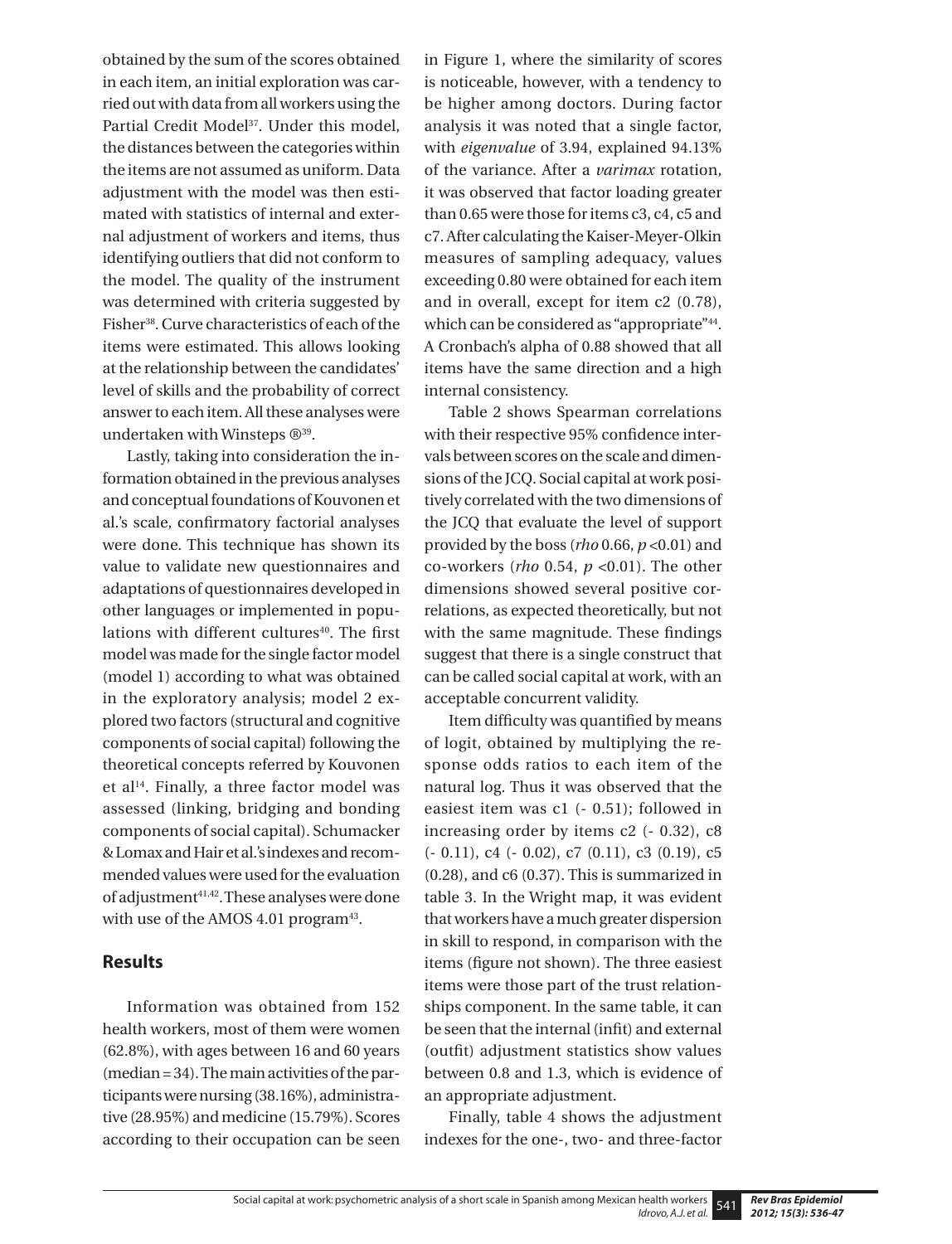obtained by the sum of the scores obtained in each item, an initial exploration was carried out with data from all workers using the Partial Credit Model[37]. Under this model, the distances between the categories within the items are not assumed as uniform. Data adjustment with the model was then estimated with statistics of internal and external adjustment of workers and items, thus identifying outliers that did not conform to the model. The quality of the instrument was determined with criteria suggested by Fisher[38]. Curve characteristics of each of the items were estimated. This allows looking at the relationship between the candidates' level of skills and the probability of correct answer to each item. All these analyses were undertaken with Winsteps ®[39].

Lastly, taking into consideration the information obtained in the previous analyses and conceptual foundations of Kouvonen et al.'s scale, confirmatory factorial analyses were done. This technique has shown its value to validate new questionnaires and adaptations of questionnaires developed in other languages or implemented in populations with different cultures[40]. The first model was made for the single factor model (model 1) according to what was obtained in the exploratory analysis; model 2 explored two factors (structural and cognitive components of social capital) following the theoretical concepts referred by Kouvonen et al[14]. Finally, a three factor model was assessed (linking, bridging and bonding components of social capital). Schumacker & Lomax and Hair et al.'s indexes and recommended values were used for the evaluation of adjustment[41,42]. These analyses were done with use of the AMOS 4.01 program[43].

## Results

Information was obtained from 152 health workers, most of them were women (62.8%), with ages between 16 and 60 years (median = 34). The main activities of the participants were nursing (38.16%), administrative (28.95%) and medicine (15.79%). Scores according to their occupation can be seen in Figure 1, where the similarity of scores is noticeable, however, with a tendency to be higher among doctors. During factor analysis it was noted that a single factor, with *eigenvalue* of 3.94, explained 94.13% of the variance. After a *varimax* rotation, it was observed that factor loading greater than 0.65 were those for items c3, c4, c5 and c7. After calculating the Kaiser-Meyer-Olkin measures of sampling adequacy, values exceeding 0.80 were obtained for each item and in overall, except for item c2 (0.78), which can be considered as "appropriate"[44]. A Cronbach's alpha of 0.88 showed that all items have the same direction and a high internal consistency.

Table 2 shows Spearman correlations with their respective 95% confidence intervals between scores on the scale and dimensions of the JCQ. Social capital at work positively correlated with the two dimensions of the JCQ that evaluate the level of support provided by the boss (*rho* 0.66, $p$ <0.01) and co-workers (*rho* 0.54, $p$ <0.01). The other dimensions showed several positive correlations, as expected theoretically, but not with the same magnitude. These findings suggest that there is a single construct that can be called social capital at work, with an acceptable concurrent validity.

Item difficulty was quantified by means of logit, obtained by multiplying the response odds ratios to each item of the natural log. Thus it was observed that the easiest item was c1 (- 0.51); followed in increasing order by items c2 (- 0.32), c8 (- 0.11), c4 (- 0.02), c7 (0.11), c3 (0.19), c5 (0.28), and c6 (0.37). This is summarized in table 3. In the Wright map, it was evident that workers have a much greater dispersion in skill to respond, in comparison with the items (figure not shown). The three easiest items were those part of the trust relationships component. In the same table, it can be seen that the internal (infit) and external (outfit) adjustment statistics show values between 0.8 and 1.3, which is evidence of an appropriate adjustment.

Finally, table 4 shows the adjustment indexes for the one-, two- and three-factor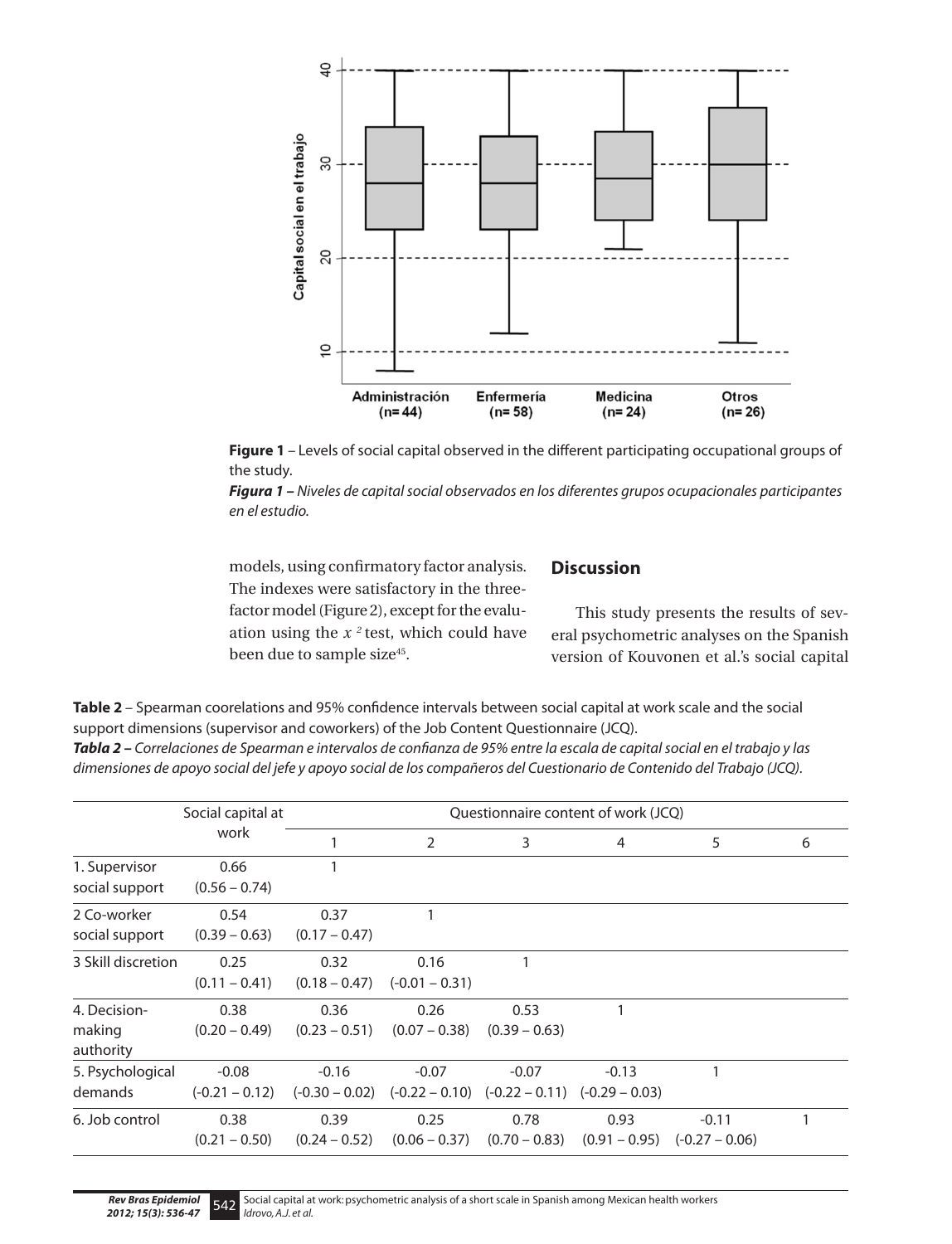**Figure 1** – Levels of social capital observed in the different participating occupational groups of the study.

***Figura 1*** *– Niveles de capital social observados en los diferentes grupos ocupacionales participantes en el estudio.*

models, using confirmatory factor analysis. The indexes were satisfactory in the three-factor model (Figure 2), except for the evaluation using the $x^2$ test, which could have been due to sample size[45].

## Discussion

This study presents the results of several psychometric analyses on the Spanish version of Kouvonen et al.'s social capital

**Table 2** – Spearman coorelations and 95% confidence intervals between social capital at work scale and the social support dimensions (supervisor and coworkers) of the Job Content Questionnaire (JCQ).

***Tabla 2*** *– Correlaciones de Spearman e intervalos de confianza de 95% entre la escala de capital social en el trabajo y las dimensiones de apoyo social del jefe y apoyo social de los compañeros del Cuestionario de Contenido del Trabajo (JCQ).*

| | Social capital at work | Questionnaire content of work (JCQ) | | | | | |
|---|---|---|---|---|---|---|---|
| | | 1 | 2 | 3 | 4 | 5 | 6 |
| 1. Supervisor social support | 0.66 (0.56 – 0.74) | 1 | | | | | |
| 2 Co-worker social support | 0.54 (0.39 – 0.63) | 0.37 (0.17 – 0.47) | 1 | | | | |
| 3 Skill discretion | 0.25 (0.11 – 0.41) | 0.32 (0.18 – 0.47) | 0.16 (-0.01 – 0.31) | 1 | | | |
| 4. Decision-making authority | 0.38 (0.20 – 0.49) | 0.36 (0.23 – 0.51) | 0.26 (0.07 – 0.38) | 0.53 (0.39 – 0.63) | 1 | | |
| 5. Psychological demands | -0.08 (-0.21 – 0.12) | -0.16 (-0.30 – 0.02) | -0.07 (-0.22 – 0.10) | -0.07 (-0.22 – 0.11) | -0.13 (-0.29 – 0.03) | 1 | |
| 6. Job control | 0.38 (0.21 – 0.50) | 0.39 (0.24 – 0.52) | 0.25 (0.06 – 0.37) | 0.78 (0.70 – 0.83) | 0.93 (0.91 – 0.95) | -0.11 (-0.27 – 0.06) | 1 |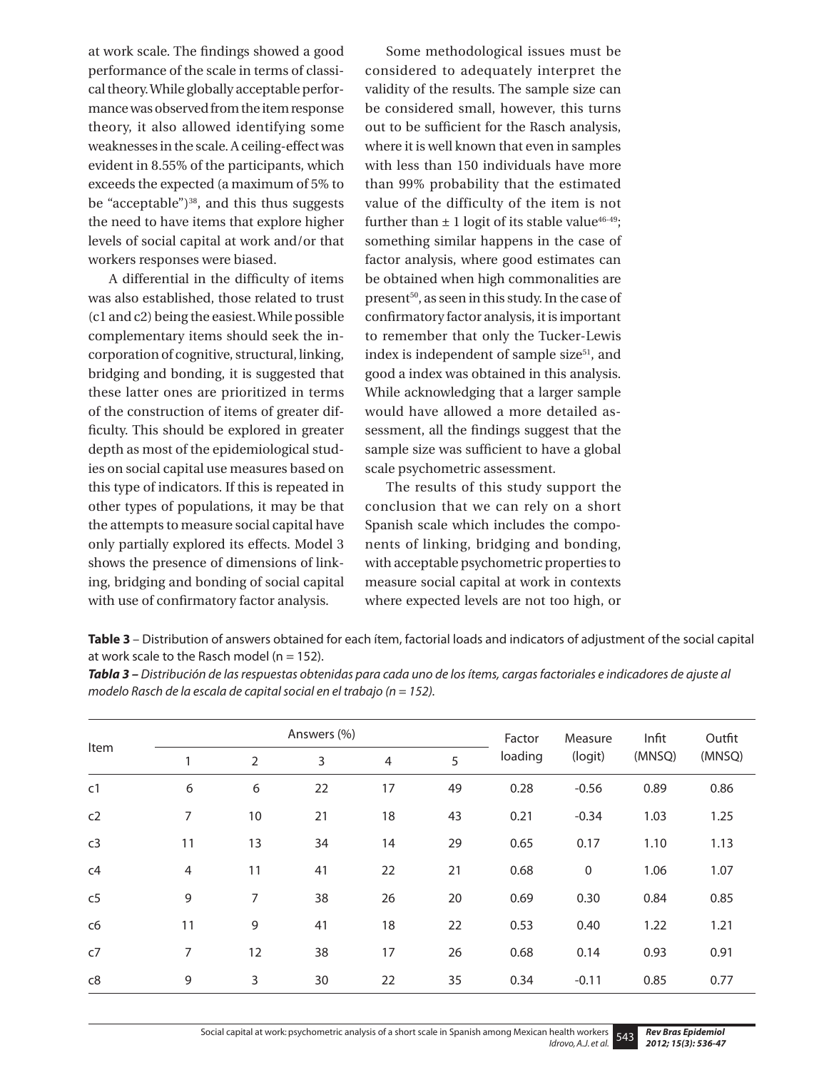at work scale. The findings showed a good performance of the scale in terms of classical theory. While globally acceptable performance was observed from the item response theory, it also allowed identifying some weaknesses in the scale. A ceiling-effect was evident in 8.55% of the participants, which exceeds the expected (a maximum of 5% to be "acceptable")[38], and this thus suggests the need to have items that explore higher levels of social capital at work and/or that workers responses were biased.

A differential in the difficulty of items was also established, those related to trust (c1 and c2) being the easiest. While possible complementary items should seek the incorporation of cognitive, structural, linking, bridging and bonding, it is suggested that these latter ones are prioritized in terms of the construction of items of greater difficulty. This should be explored in greater depth as most of the epidemiological studies on social capital use measures based on this type of indicators. If this is repeated in other types of populations, it may be that the attempts to measure social capital have only partially explored its effects. Model 3 shows the presence of dimensions of linking, bridging and bonding of social capital with use of confirmatory factor analysis.

Some methodological issues must be considered to adequately interpret the validity of the results. The sample size can be considered small, however, this turns out to be sufficient for the Rasch analysis, where it is well known that even in samples with less than 150 individuals have more than 99% probability that the estimated value of the difficulty of the item is not further than ± 1 logit of its stable value[46-49]; something similar happens in the case of factor analysis, where good estimates can be obtained when high commonalities are present[50], as seen in this study. In the case of confirmatory factor analysis, it is important to remember that only the Tucker-Lewis index is independent of sample size[51], and good a index was obtained in this analysis. While acknowledging that a larger sample would have allowed a more detailed assessment, all the findings suggest that the sample size was sufficient to have a global scale psychometric assessment.

The results of this study support the conclusion that we can rely on a short Spanish scale which includes the components of linking, bridging and bonding, with acceptable psychometric properties to measure social capital at work in contexts where expected levels are not too high, or

**Table 3** – Distribution of answers obtained for each ítem, factorial loads and indicators of adjustment of the social capital at work scale to the Rasch model (n = 152).

***Tabla 3*** *– Distribución de las respuestas obtenidas para cada uno de los ítems, cargas factoriales e indicadores de ajuste al modelo Rasch de la escala de capital social en el trabajo (n = 152).*

| Item | Answers (%) | | | | | Factor loading | Measure (logit) | Infit (MNSQ) | Outfit (MNSQ) |
|---|---|---|---|---|---|---|---|---|---|
| | 1 | 2 | 3 | 4 | 5 | | | | |
| c1 | 6 | 6 | 22 | 17 | 49 | 0.28 | -0.56 | 0.89 | 0.86 |
| c2 | 7 | 10 | 21 | 18 | 43 | 0.21 | -0.34 | 1.03 | 1.25 |
| c3 | 11 | 13 | 34 | 14 | 29 | 0.65 | 0.17 | 1.10 | 1.13 |
| c4 | 4 | 11 | 41 | 22 | 21 | 0.68 | 0 | 1.06 | 1.07 |
| c5 | 9 | 7 | 38 | 26 | 20 | 0.69 | 0.30 | 0.84 | 0.85 |
| c6 | 11 | 9 | 41 | 18 | 22 | 0.53 | 0.40 | 1.22 | 1.21 |
| c7 | 7 | 12 | 38 | 17 | 26 | 0.68 | 0.14 | 0.93 | 0.91 |
| c8 | 9 | 3 | 30 | 22 | 35 | 0.34 | -0.11 | 0.85 | 0.77 |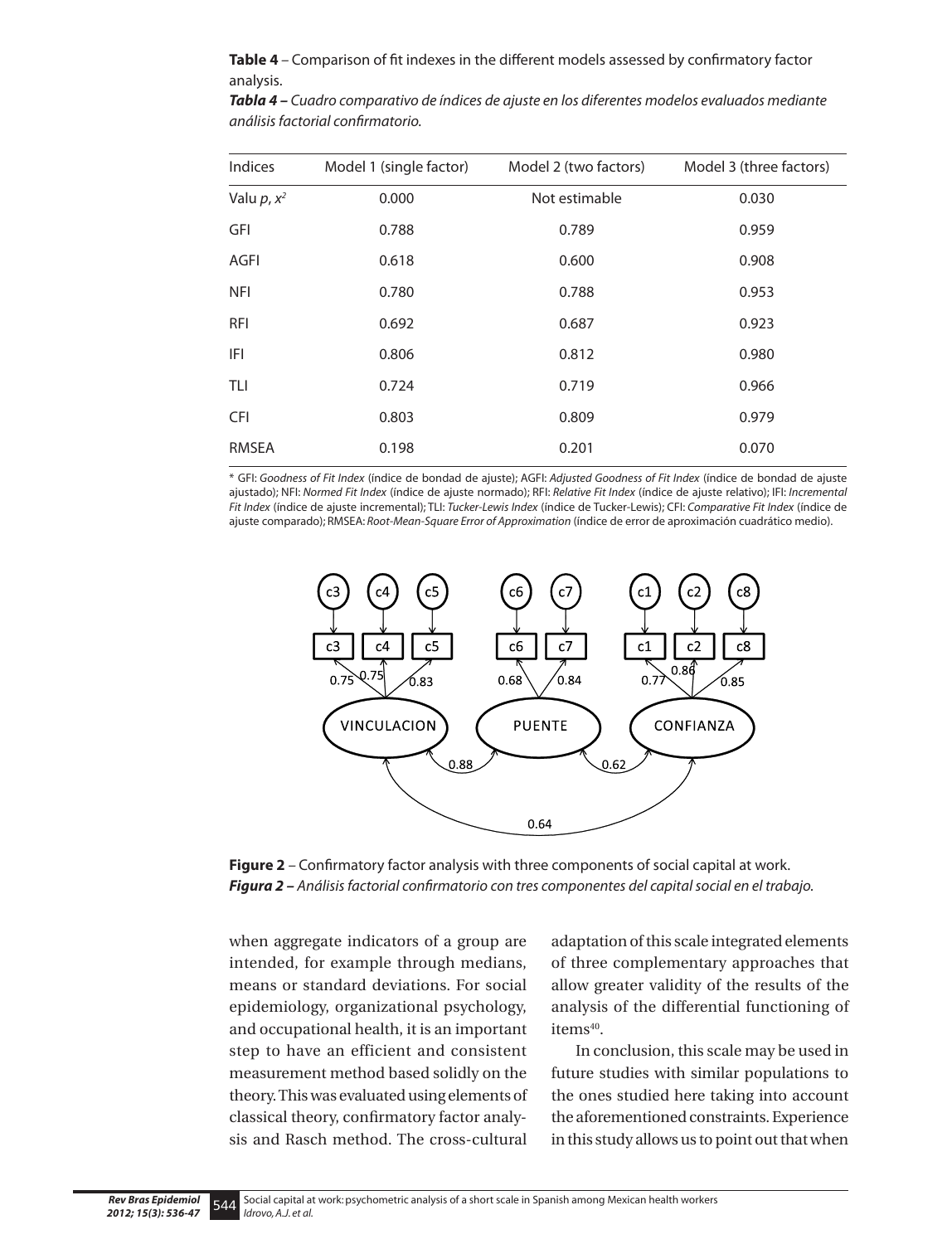**Table 4** – Comparison of fit indexes in the different models assessed by confirmatory factor analysis.

***Tabla 4 –*** *Cuadro comparativo de índices de ajuste en los diferentes modelos evaluados mediante análisis factorial confirmatorio.*

| Indices | Model 1 (single factor) | Model 2 (two factors) | Model 3 (three factors) |
|---|---|---|---|
| Valu *p*, $x^2$ | 0.000 | Not estimable | 0.030 |
| GFI | 0.788 | 0.789 | 0.959 |
| AGFI | 0.618 | 0.600 | 0.908 |
| NFI | 0.780 | 0.788 | 0.953 |
| RFI | 0.692 | 0.687 | 0.923 |
| IFI | 0.806 | 0.812 | 0.980 |
| TLI | 0.724 | 0.719 | 0.966 |
| CFI | 0.803 | 0.809 | 0.979 |
| RMSEA | 0.198 | 0.201 | 0.070 |

\* GFI: *Goodness of Fit Index* (índice de bondad de ajuste); AGFI: *Adjusted Goodness of Fit Index* (índice de bondad de ajuste ajustado); NFI: *Normed Fit Index* (índice de ajuste normado); RFI: *Relative Fit Index* (índice de ajuste relativo); IFI: *Incremental Fit Index* (índice de ajuste incremental); TLI: *Tucker-Lewis Index* (índice de Tucker-Lewis); CFI: *Comparative Fit Index* (índice de ajuste comparado); RMSEA: *Root-Mean-Square Error of Approximation* (índice de error de aproximación cuadrático medio).

**Figure 2** – Confirmatory factor analysis with three components of social capital at work.

***Figura 2 –*** *Análisis factorial confirmatorio con tres componentes del capital social en el trabajo.*

when aggregate indicators of a group are intended, for example through medians, means or standard deviations. For social epidemiology, organizational psychology, and occupational health, it is an important step to have an efficient and consistent measurement method based solidly on the theory. This was evaluated using elements of classical theory, confirmatory factor analysis and Rasch method. The cross-cultural adaptation of this scale integrated elements of three complementary approaches that allow greater validity of the results of the analysis of the differential functioning of items[40].

In conclusion, this scale may be used in future studies with similar populations to the ones studied here taking into account the aforementioned constraints. Experience in this study allows us to point out that when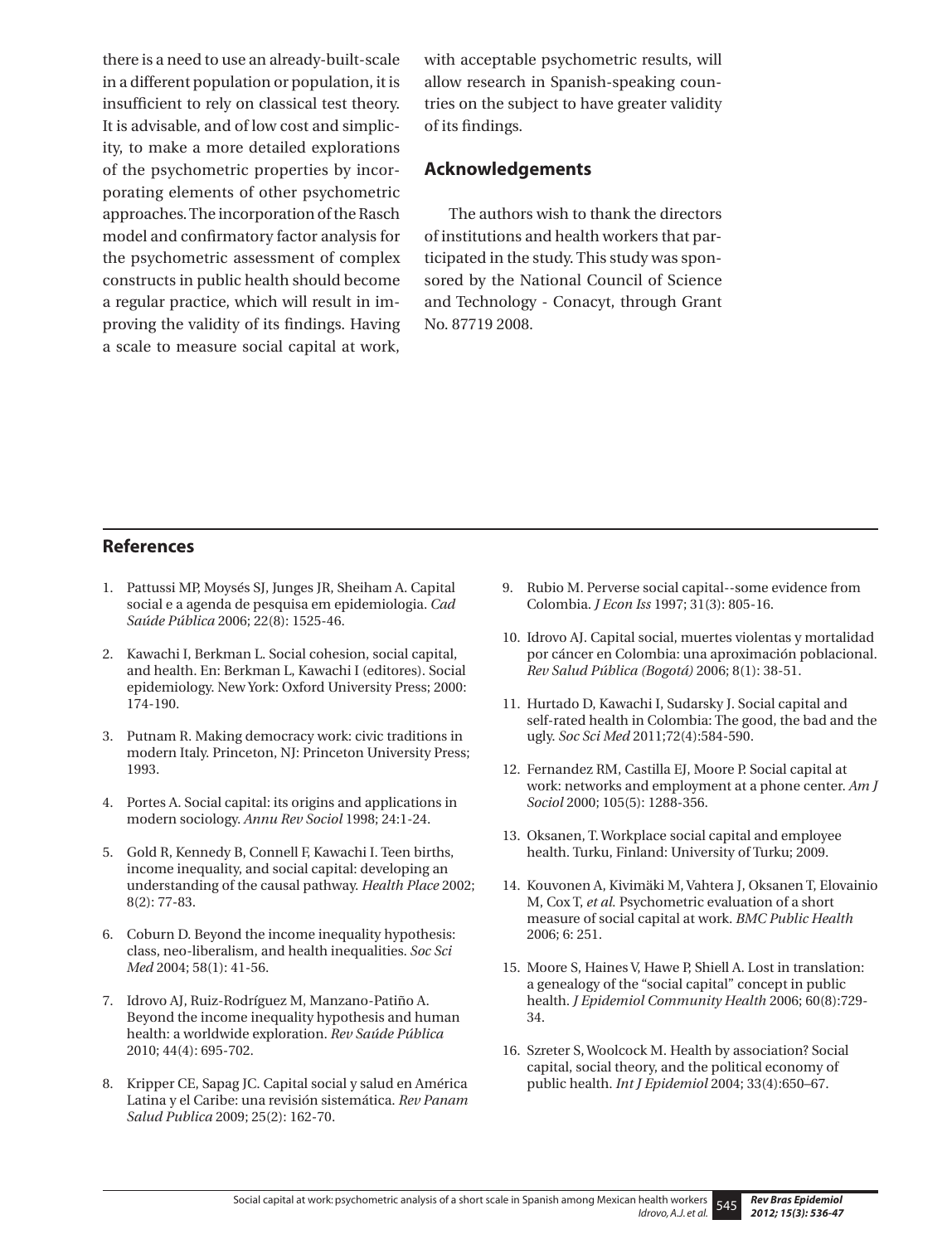there is a need to use an already-built-scale in a different population or population, it is insufficient to rely on classical test theory. It is advisable, and of low cost and simplicity, to make a more detailed explorations of the psychometric properties by incorporating elements of other psychometric approaches. The incorporation of the Rasch model and confirmatory factor analysis for the psychometric assessment of complex constructs in public health should become a regular practice, which will result in improving the validity of its findings. Having a scale to measure social capital at work, with acceptable psychometric results, will allow research in Spanish-speaking countries on the subject to have greater validity of its findings.

## Acknowledgements

The authors wish to thank the directors of institutions and health workers that participated in the study. This study was sponsored by the National Council of Science and Technology - Conacyt, through Grant No. 87719 2008.

## References

1. Pattussi MP, Moysés SJ, Junges JR, Sheiham A. Capital social e a agenda de pesquisa em epidemiologia. *Cad Saúde Pública* 2006; 22(8): 1525-46.
2. Kawachi I, Berkman L. Social cohesion, social capital, and health. En: Berkman L, Kawachi I (editores). Social epidemiology. New York: Oxford University Press; 2000: 174-190.
3. Putnam R. Making democracy work: civic traditions in modern Italy. Princeton, NJ: Princeton University Press; 1993.
4. Portes A. Social capital: its origins and applications in modern sociology. *Annu Rev Sociol* 1998; 24:1-24.
5. Gold R, Kennedy B, Connell F, Kawachi I. Teen births, income inequality, and social capital: developing an understanding of the causal pathway. *Health Place* 2002; 8(2): 77-83.
6. Coburn D. Beyond the income inequality hypothesis: class, neo-liberalism, and health inequalities. *Soc Sci Med* 2004; 58(1): 41-56.
7. Idrovo AJ, Ruiz-Rodríguez M, Manzano-Patiño A. Beyond the income inequality hypothesis and human health: a worldwide exploration. *Rev Saúde Pública* 2010; 44(4): 695-702.
8. Kripper CE, Sapag JC. Capital social y salud en América Latina y el Caribe: una revisión sistemática. *Rev Panam Salud Publica* 2009; 25(2): 162-70.
9. Rubio M. Perverse social capital--some evidence from Colombia. *J Econ Iss* 1997; 31(3): 805-16.
10. Idrovo AJ. Capital social, muertes violentas y mortalidad por cáncer en Colombia: una aproximación poblacional. *Rev Salud Pública (Bogotá)* 2006; 8(1): 38-51.
11. Hurtado D, Kawachi I, Sudarsky J. Social capital and self-rated health in Colombia: The good, the bad and the ugly. *Soc Sci Med* 2011;72(4):584-590.
12. Fernandez RM, Castilla EJ, Moore P. Social capital at work: networks and employment at a phone center. *Am J Sociol* 2000; 105(5): 1288-356.
13. Oksanen, T. Workplace social capital and employee health. Turku, Finland: University of Turku; 2009.
14. Kouvonen A, Kivimäki M, Vahtera J, Oksanen T, Elovainio M, Cox T, *et al.* Psychometric evaluation of a short measure of social capital at work. *BMC Public Health* 2006; 6: 251.
15. Moore S, Haines V, Hawe P, Shiell A. Lost in translation: a genealogy of the "social capital" concept in public health. *J Epidemiol Community Health* 2006; 60(8):729-34.
16. Szreter S, Woolcock M. Health by association? Social capital, social theory, and the political economy of public health. *Int J Epidemiol* 2004; 33(4):650–67.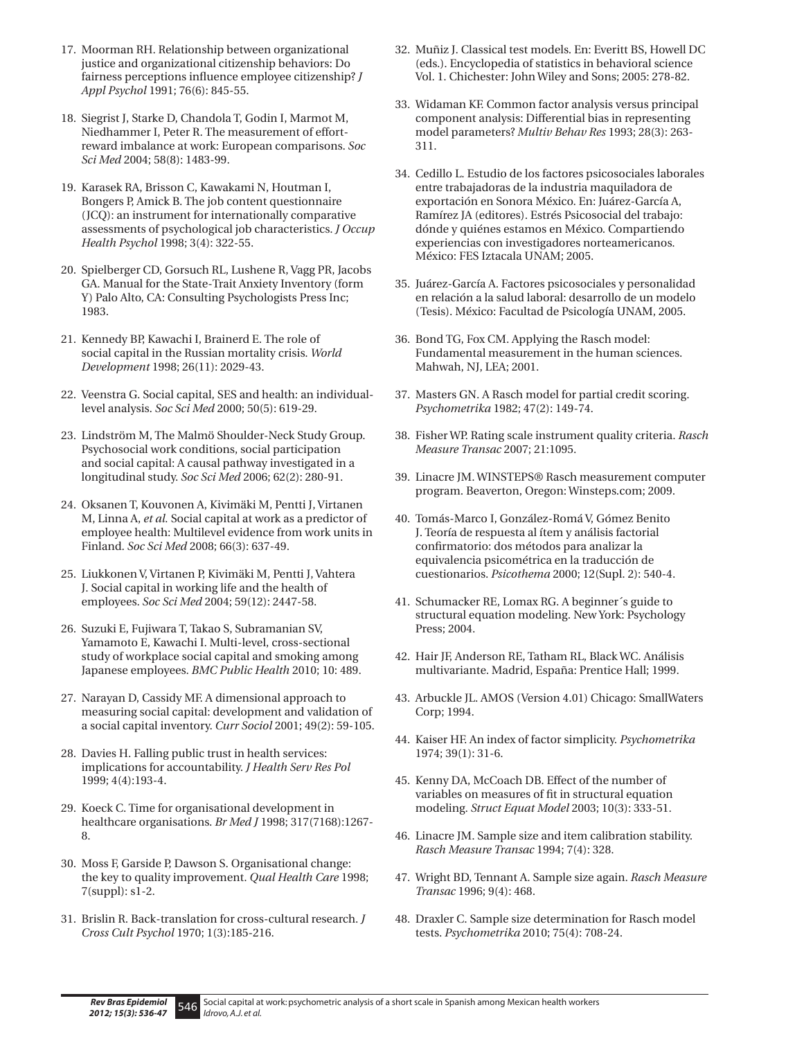17. Moorman RH. Relationship between organizational justice and organizational citizenship behaviors: Do fairness perceptions influence employee citizenship? *J Appl Psychol* 1991; 76(6): 845-55.

18. Siegrist J, Starke D, Chandola T, Godin I, Marmot M, Niedhammer I, Peter R. The measurement of effort-reward imbalance at work: European comparisons. *Soc Sci Med* 2004; 58(8): 1483-99.

19. Karasek RA, Brisson C, Kawakami N, Houtman I, Bongers P, Amick B. The job content questionnaire (JCQ): an instrument for internationally comparative assessments of psychological job characteristics. *J Occup Health Psychol* 1998; 3(4): 322-55.

20. Spielberger CD, Gorsuch RL, Lushene R, Vagg PR, Jacobs GA. Manual for the State-Trait Anxiety Inventory (form Y) Palo Alto, CA: Consulting Psychologists Press Inc; 1983.

21. Kennedy BP, Kawachi I, Brainerd E. The role of social capital in the Russian mortality crisis. *World Development* 1998; 26(11): 2029-43.

22. Veenstra G. Social capital, SES and health: an individual-level analysis. *Soc Sci Med* 2000; 50(5): 619-29.

23. Lindström M, The Malmö Shoulder-Neck Study Group. Psychosocial work conditions, social participation and social capital: A causal pathway investigated in a longitudinal study. *Soc Sci Med* 2006; 62(2): 280-91.

24. Oksanen T, Kouvonen A, Kivimäki M, Pentti J, Virtanen M, Linna A, *et al.* Social capital at work as a predictor of employee health: Multilevel evidence from work units in Finland. *Soc Sci Med* 2008; 66(3): 637-49.

25. Liukkonen V, Virtanen P, Kivimäki M, Pentti J, Vahtera J. Social capital in working life and the health of employees. *Soc Sci Med* 2004; 59(12): 2447-58.

26. Suzuki E, Fujiwara T, Takao S, Subramanian SV, Yamamoto E, Kawachi I. Multi-level, cross-sectional study of workplace social capital and smoking among Japanese employees. *BMC Public Health* 2010; 10: 489.

27. Narayan D, Cassidy MF. A dimensional approach to measuring social capital: development and validation of a social capital inventory. *Curr Sociol* 2001; 49(2): 59-105.

28. Davies H. Falling public trust in health services: implications for accountability. *J Health Serv Res Pol* 1999; 4(4):193-4.

29. Koeck C. Time for organisational development in healthcare organisations. *Br Med J* 1998; 317(7168):1267-8.

30. Moss F, Garside P, Dawson S. Organisational change: the key to quality improvement. *Qual Health Care* 1998; 7(suppl): s1-2.

31. Brislin R. Back-translation for cross-cultural research. *J Cross Cult Psychol* 1970; 1(3):185-216.

32. Muñiz J. Classical test models. En: Everitt BS, Howell DC (eds.). Encyclopedia of statistics in behavioral science Vol. 1. Chichester: John Wiley and Sons; 2005: 278-82.

33. Widaman KF. Common factor analysis versus principal component analysis: Differential bias in representing model parameters? *Multiv Behav Res* 1993; 28(3): 263-311.

34. Cedillo L. Estudio de los factores psicosociales laborales entre trabajadoras de la industria maquiladora de exportación en Sonora México. En: Juárez-García A, Ramírez JA (editores). Estrés Psicosocial del trabajo: dónde y quiénes estamos en México. Compartiendo experiencias con investigadores norteamericanos. México: FES Iztacala UNAM; 2005.

35. Juárez-García A. Factores psicosociales y personalidad en relación a la salud laboral: desarrollo de un modelo (Tesis). México: Facultad de Psicología UNAM, 2005.

36. Bond TG, Fox CM. Applying the Rasch model: Fundamental measurement in the human sciences. Mahwah, NJ, LEA; 2001.

37. Masters GN. A Rasch model for partial credit scoring. *Psychometrika* 1982; 47(2): 149-74.

38. Fisher WP. Rating scale instrument quality criteria. *Rasch Measure Transac* 2007; 21:1095.

39. Linacre JM. WINSTEPS® Rasch measurement computer program. Beaverton, Oregon: Winsteps.com; 2009.

40. Tomás-Marco I, González-Romá V, Gómez Benito J. Teoría de respuesta al ítem y análisis factorial confirmatorio: dos métodos para analizar la equivalencia psicométrica en la traducción de cuestionarios. *Psicothema* 2000; 12(Supl. 2): 540-4.

41. Schumacker RE, Lomax RG. A beginner´s guide to structural equation modeling. New York: Psychology Press; 2004.

42. Hair JF, Anderson RE, Tatham RL, Black WC. Análisis multivariante. Madrid, España: Prentice Hall; 1999.

43. Arbuckle JL. AMOS (Version 4.01) Chicago: SmallWaters Corp; 1994.

44. Kaiser HF. An index of factor simplicity. *Psychometrika* 1974; 39(1): 31-6.

45. Kenny DA, McCoach DB. Effect of the number of variables on measures of fit in structural equation modeling. *Struct Equat Model* 2003; 10(3): 333-51.

46. Linacre JM. Sample size and item calibration stability. *Rasch Measure Transac* 1994; 7(4): 328.

47. Wright BD, Tennant A. Sample size again. *Rasch Measure Transac* 1996; 9(4): 468.

48. Draxler C. Sample size determination for Rasch model tests. *Psychometrika* 2010; 75(4): 708-24.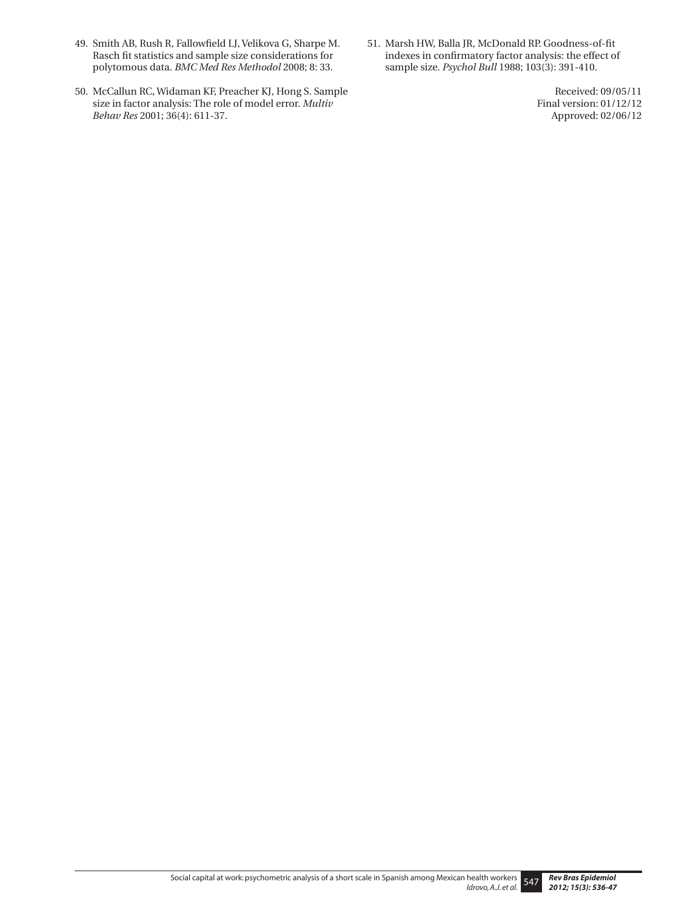49. Smith AB, Rush R, Fallowfield LJ, Velikova G, Sharpe M. Rasch fit statistics and sample size considerations for polytomous data. *BMC Med Res Methodol* 2008; 8: 33.

50. McCallun RC, Widaman KF, Preacher KJ, Hong S. Sample size in factor analysis: The role of model error. *Multiv Behav Res* 2001; 36(4): 611-37.

51. Marsh HW, Balla JR, McDonald RP. Goodness-of-fit indexes in confirmatory factor analysis: the effect of sample size. *Psychol Bull* 1988; 103(3): 391-410.

Received: 09/05/11
Final version: 01/12/12
Approved: 02/06/12